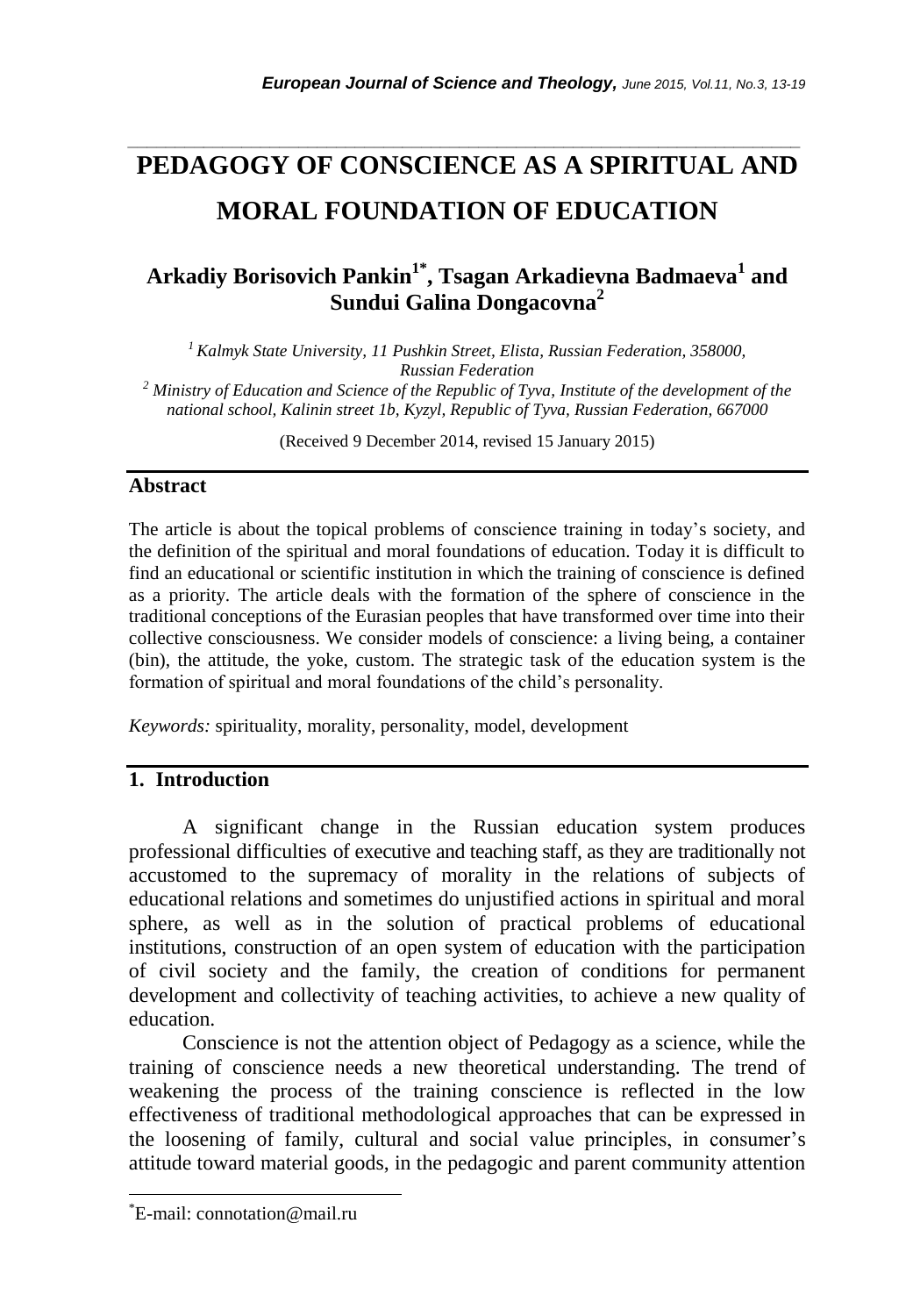# PEDAGOGY OF CONSCIENCE AS A SPIRITUAL AND MORAL FOUNDATION OF EDUCATION

## Arkadiy Borisovich Pankin[1*], Tsagan Arkadievna Badmaeva[1] and Sundui Galina Dongacovna[2]

*[1] Kalmyk State University, 11 Pushkin Street, Elista, Russian Federation, 358000, Russian Federation*

*[2] Ministry of Education and Science of the Republic of Tyva, Institute of the development of the national school, Kalinin street 1b, Kyzyl, Republic of Tyva, Russian Federation, 667000*

(Received 9 December 2014, revised 15 January 2015)

## Abstract

The article is about the topical problems of conscience training in today's society, and the definition of the spiritual and moral foundations of education. Today it is difficult to find an educational or scientific institution in which the training of conscience is defined as a priority. The article deals with the formation of the sphere of conscience in the traditional conceptions of the Eurasian peoples that have transformed over time into their collective consciousness. We consider models of conscience: a living being, a container (bin), the attitude, the yoke, custom. The strategic task of the education system is the formation of spiritual and moral foundations of the child's personality.

*Keywords:* spirituality, morality, personality, model, development

## 1. Introduction

A significant change in the Russian education system produces professional difficulties of executive and teaching staff, as they are traditionally not accustomed to the supremacy of morality in the relations of subjects of educational relations and sometimes do unjustified actions in spiritual and moral sphere, as well as in the solution of practical problems of educational institutions, construction of an open system of education with the participation of civil society and the family, the creation of conditions for permanent development and collectivity of teaching activities, to achieve a new quality of education.

Conscience is not the attention object of Pedagogy as a science, while the training of conscience needs a new theoretical understanding. The trend of weakening the process of the training conscience is reflected in the low effectiveness of traditional methodological approaches that can be expressed in the loosening of family, cultural and social value principles, in consumer's attitude toward material goods, in the pedagogic and parent community attention

---

[*]E-mail: connotation@mail.ru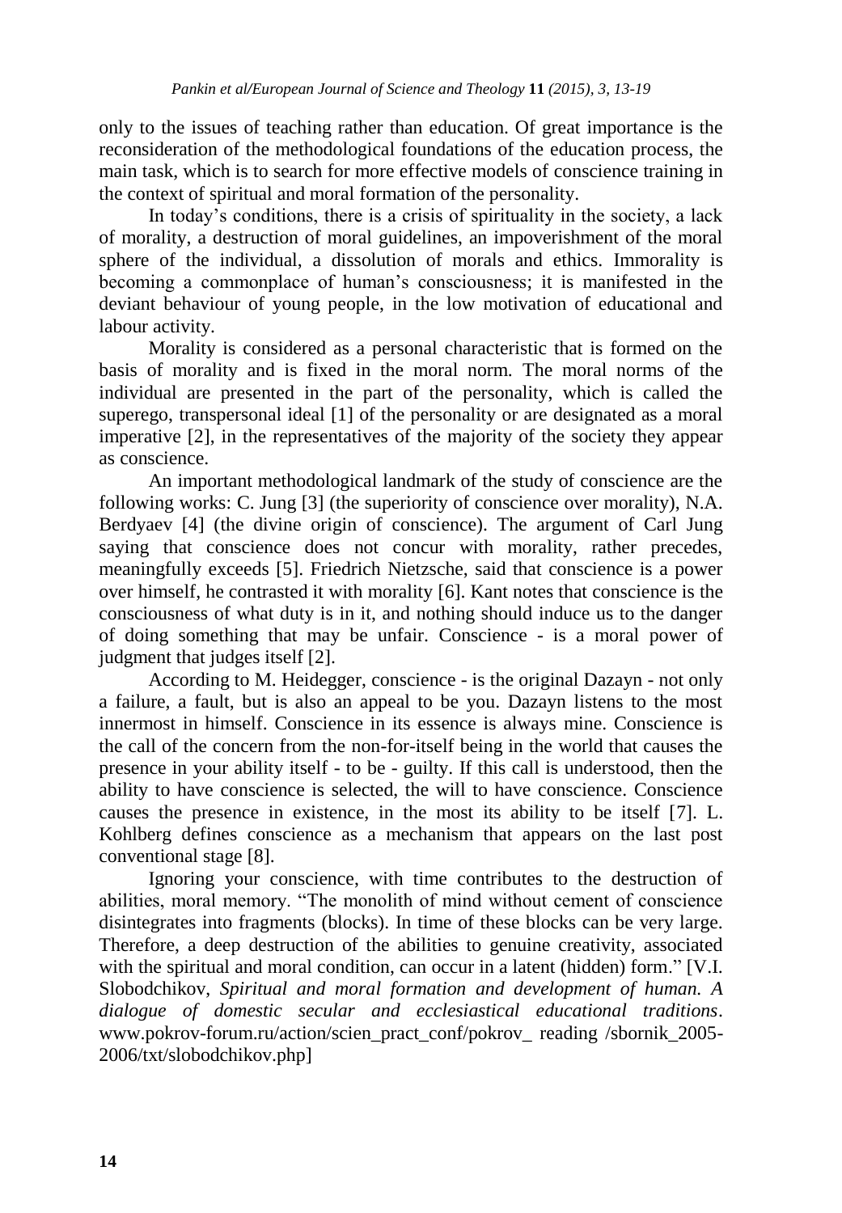only to the issues of teaching rather than education. Of great importance is the reconsideration of the methodological foundations of the education process, the main task, which is to search for more effective models of conscience training in the context of spiritual and moral formation of the personality.

In today's conditions, there is a crisis of spirituality in the society, a lack of morality, a destruction of moral guidelines, an impoverishment of the moral sphere of the individual, a dissolution of morals and ethics. Immorality is becoming a commonplace of human's consciousness; it is manifested in the deviant behaviour of young people, in the low motivation of educational and labour activity.

Morality is considered as a personal characteristic that is formed on the basis of morality and is fixed in the moral norm. The moral norms of the individual are presented in the part of the personality, which is called the superego, transpersonal ideal [1] of the personality or are designated as a moral imperative [2], in the representatives of the majority of the society they appear as conscience.

An important methodological landmark of the study of conscience are the following works: C. Jung [3] (the superiority of conscience over morality), N.A. Berdyaev [4] (the divine origin of conscience). The argument of Carl Jung saying that conscience does not concur with morality, rather precedes, meaningfully exceeds [5]. Friedrich Nietzsche, said that conscience is a power over himself, he contrasted it with morality [6]. Kant notes that conscience is the consciousness of what duty is in it, and nothing should induce us to the danger of doing something that may be unfair. Conscience - is a moral power of judgment that judges itself [2].

According to M. Heidegger, conscience - is the original Dazayn - not only a failure, a fault, but is also an appeal to be you. Dazayn listens to the most innermost in himself. Conscience in its essence is always mine. Conscience is the call of the concern from the non-for-itself being in the world that causes the presence in your ability itself - to be - guilty. If this call is understood, then the ability to have conscience is selected, the will to have conscience. Conscience causes the presence in existence, in the most its ability to be itself [7]. L. Kohlberg defines conscience as a mechanism that appears on the last post conventional stage [8].

Ignoring your conscience, with time contributes to the destruction of abilities, moral memory. "The monolith of mind without cement of conscience disintegrates into fragments (blocks). In time of these blocks can be very large. Therefore, a deep destruction of the abilities to genuine creativity, associated with the spiritual and moral condition, can occur in a latent (hidden) form." [V.I. Slobodchikov, *Spiritual and moral formation and development of human. A dialogue of domestic secular and ecclesiastical educational traditions*. www.pokrov-forum.ru/action/scien_pract_conf/pokrov_ reading /sbornik_2005-2006/txt/slobodchikov.php]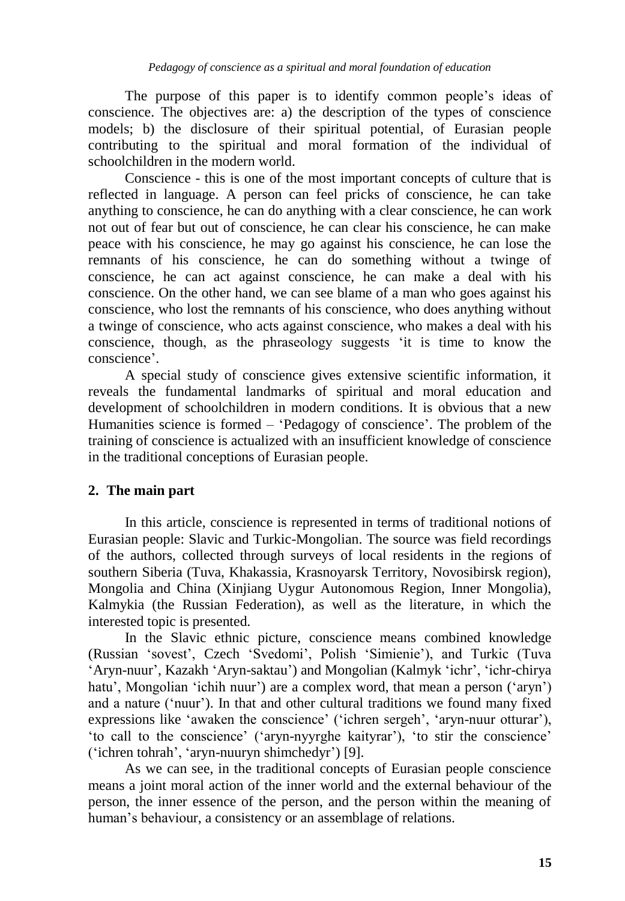The purpose of this paper is to identify common people's ideas of conscience. The objectives are: a) the description of the types of conscience models; b) the disclosure of their spiritual potential, of Eurasian people contributing to the spiritual and moral formation of the individual of schoolchildren in the modern world.

Conscience - this is one of the most important concepts of culture that is reflected in language. A person can feel pricks of conscience, he can take anything to conscience, he can do anything with a clear conscience, he can work not out of fear but out of conscience, he can clear his conscience, he can make peace with his conscience, he may go against his conscience, he can lose the remnants of his conscience, he can do something without a twinge of conscience, he can act against conscience, he can make a deal with his conscience. On the other hand, we can see blame of a man who goes against his conscience, who lost the remnants of his conscience, who does anything without a twinge of conscience, who acts against conscience, who makes a deal with his conscience, though, as the phraseology suggests 'it is time to know the conscience'.

A special study of conscience gives extensive scientific information, it reveals the fundamental landmarks of spiritual and moral education and development of schoolchildren in modern conditions. It is obvious that a new Humanities science is formed – 'Pedagogy of conscience'. The problem of the training of conscience is actualized with an insufficient knowledge of conscience in the traditional conceptions of Eurasian people.

## 2. The main part

In this article, conscience is represented in terms of traditional notions of Eurasian people: Slavic and Turkic-Mongolian. The source was field recordings of the authors, collected through surveys of local residents in the regions of southern Siberia (Tuva, Khakassia, Krasnoyarsk Territory, Novosibirsk region), Mongolia and China (Xinjiang Uygur Autonomous Region, Inner Mongolia), Kalmykia (the Russian Federation), as well as the literature, in which the interested topic is presented.

In the Slavic ethnic picture, conscience means combined knowledge (Russian 'sovest', Czech 'Svedomi', Polish 'Simienie'), and Turkic (Tuva 'Aryn-nuur', Kazakh 'Aryn-saktau') and Mongolian (Kalmyk 'ichr', 'ichr-chirya hatu', Mongolian 'ichih nuur') are a complex word, that mean a person ('aryn') and a nature ('nuur'). In that and other cultural traditions we found many fixed expressions like 'awaken the conscience' ('ichren sergeh', 'aryn-nuur otturar'), 'to call to the conscience' ('aryn-nyyrghe kaityrar'), 'to stir the conscience' ('ichren tohrah', 'aryn-nuuryn shimchedyr') [9].

As we can see, in the traditional concepts of Eurasian people conscience means a joint moral action of the inner world and the external behaviour of the person, the inner essence of the person, and the person within the meaning of human's behaviour, a consistency or an assemblage of relations.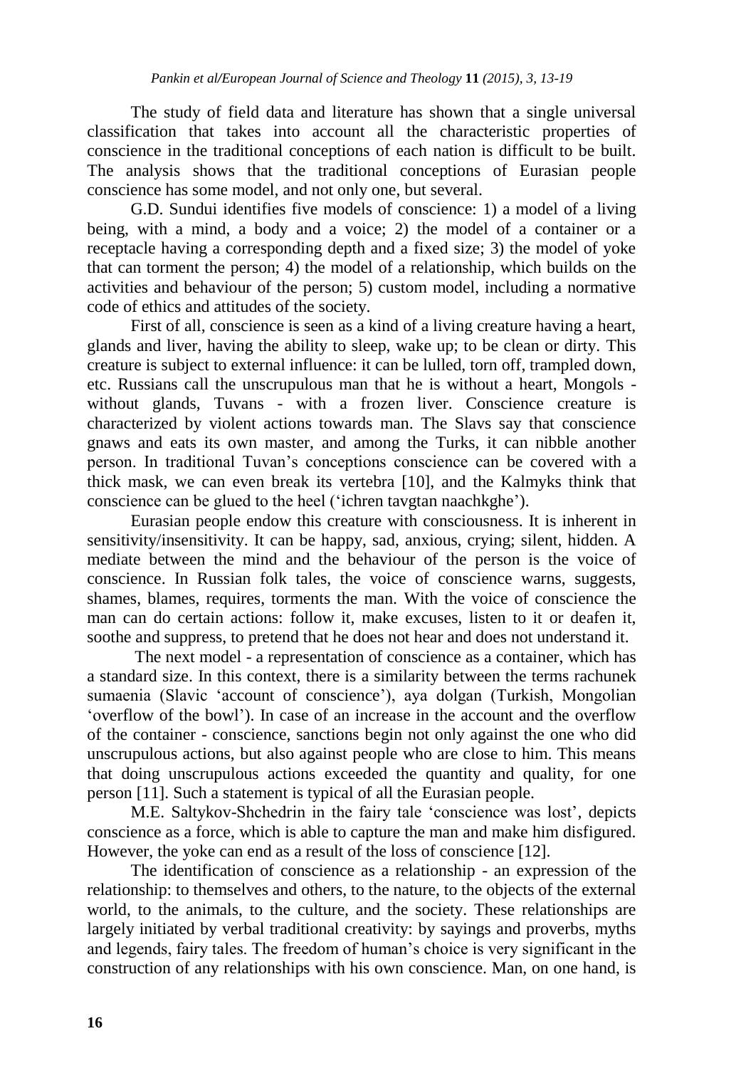The study of field data and literature has shown that a single universal classification that takes into account all the characteristic properties of conscience in the traditional conceptions of each nation is difficult to be built. The analysis shows that the traditional conceptions of Eurasian people conscience has some model, and not only one, but several.

G.D. Sundui identifies five models of conscience: 1) a model of a living being, with a mind, a body and a voice; 2) the model of a container or a receptacle having a corresponding depth and a fixed size; 3) the model of yoke that can torment the person; 4) the model of a relationship, which builds on the activities and behaviour of the person; 5) custom model, including a normative code of ethics and attitudes of the society.

First of all, conscience is seen as a kind of a living creature having a heart, glands and liver, having the ability to sleep, wake up; to be clean or dirty. This creature is subject to external influence: it can be lulled, torn off, trampled down, etc. Russians call the unscrupulous man that he is without a heart, Mongols - without glands, Tuvans - with a frozen liver. Conscience creature is characterized by violent actions towards man. The Slavs say that conscience gnaws and eats its own master, and among the Turks, it can nibble another person. In traditional Tuvan's conceptions conscience can be covered with a thick mask, we can even break its vertebra [10], and the Kalmyks think that conscience can be glued to the heel ('ichren tavgtan naachkghe').

Eurasian people endow this creature with consciousness. It is inherent in sensitivity/insensitivity. It can be happy, sad, anxious, crying; silent, hidden. A mediate between the mind and the behaviour of the person is the voice of conscience. In Russian folk tales, the voice of conscience warns, suggests, shames, blames, requires, torments the man. With the voice of conscience the man can do certain actions: follow it, make excuses, listen to it or deafen it, soothe and suppress, to pretend that he does not hear and does not understand it.

The next model - a representation of conscience as a container, which has a standard size. In this context, there is a similarity between the terms rachunek sumaenia (Slavic 'account of conscience'), aya dolgan (Turkish, Mongolian 'overflow of the bowl'). In case of an increase in the account and the overflow of the container - conscience, sanctions begin not only against the one who did unscrupulous actions, but also against people who are close to him. This means that doing unscrupulous actions exceeded the quantity and quality, for one person [11]. Such a statement is typical of all the Eurasian people.

M.E. Saltykov-Shchedrin in the fairy tale 'conscience was lost', depicts conscience as a force, which is able to capture the man and make him disfigured. However, the yoke can end as a result of the loss of conscience [12].

The identification of conscience as a relationship - an expression of the relationship: to themselves and others, to the nature, to the objects of the external world, to the animals, to the culture, and the society. These relationships are largely initiated by verbal traditional creativity: by sayings and proverbs, myths and legends, fairy tales. The freedom of human's choice is very significant in the construction of any relationships with his own conscience. Man, on one hand, is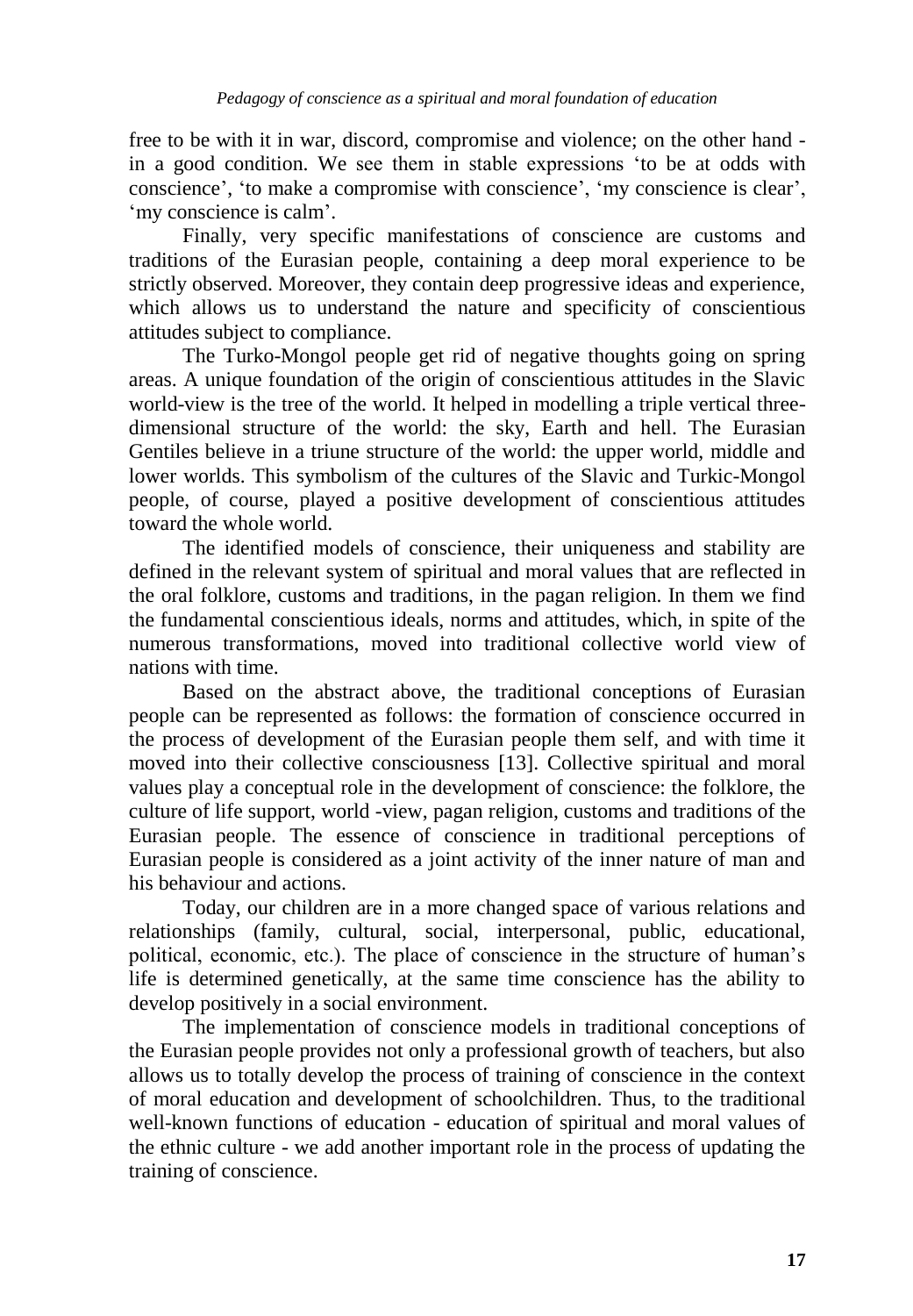free to be with it in war, discord, compromise and violence; on the other hand - in a good condition. We see them in stable expressions 'to be at odds with conscience', 'to make a compromise with conscience', 'my conscience is clear', 'my conscience is calm'.

Finally, very specific manifestations of conscience are customs and traditions of the Eurasian people, containing a deep moral experience to be strictly observed. Moreover, they contain deep progressive ideas and experience, which allows us to understand the nature and specificity of conscientious attitudes subject to compliance.

The Turko-Mongol people get rid of negative thoughts going on spring areas. A unique foundation of the origin of conscientious attitudes in the Slavic world-view is the tree of the world. It helped in modelling a triple vertical three-dimensional structure of the world: the sky, Earth and hell. The Eurasian Gentiles believe in a triune structure of the world: the upper world, middle and lower worlds. This symbolism of the cultures of the Slavic and Turkic-Mongol people, of course, played a positive development of conscientious attitudes toward the whole world.

The identified models of conscience, their uniqueness and stability are defined in the relevant system of spiritual and moral values that are reflected in the oral folklore, customs and traditions, in the pagan religion. In them we find the fundamental conscientious ideals, norms and attitudes, which, in spite of the numerous transformations, moved into traditional collective world view of nations with time.

Based on the abstract above, the traditional conceptions of Eurasian people can be represented as follows: the formation of conscience occurred in the process of development of the Eurasian people them self, and with time it moved into their collective consciousness [13]. Collective spiritual and moral values play a conceptual role in the development of conscience: the folklore, the culture of life support, world -view, pagan religion, customs and traditions of the Eurasian people. The essence of conscience in traditional perceptions of Eurasian people is considered as a joint activity of the inner nature of man and his behaviour and actions.

Today, our children are in a more changed space of various relations and relationships (family, cultural, social, interpersonal, public, educational, political, economic, etc.). The place of conscience in the structure of human's life is determined genetically, at the same time conscience has the ability to develop positively in a social environment.

The implementation of conscience models in traditional conceptions of the Eurasian people provides not only a professional growth of teachers, but also allows us to totally develop the process of training of conscience in the context of moral education and development of schoolchildren. Thus, to the traditional well-known functions of education - education of spiritual and moral values of the ethnic culture - we add another important role in the process of updating the training of conscience.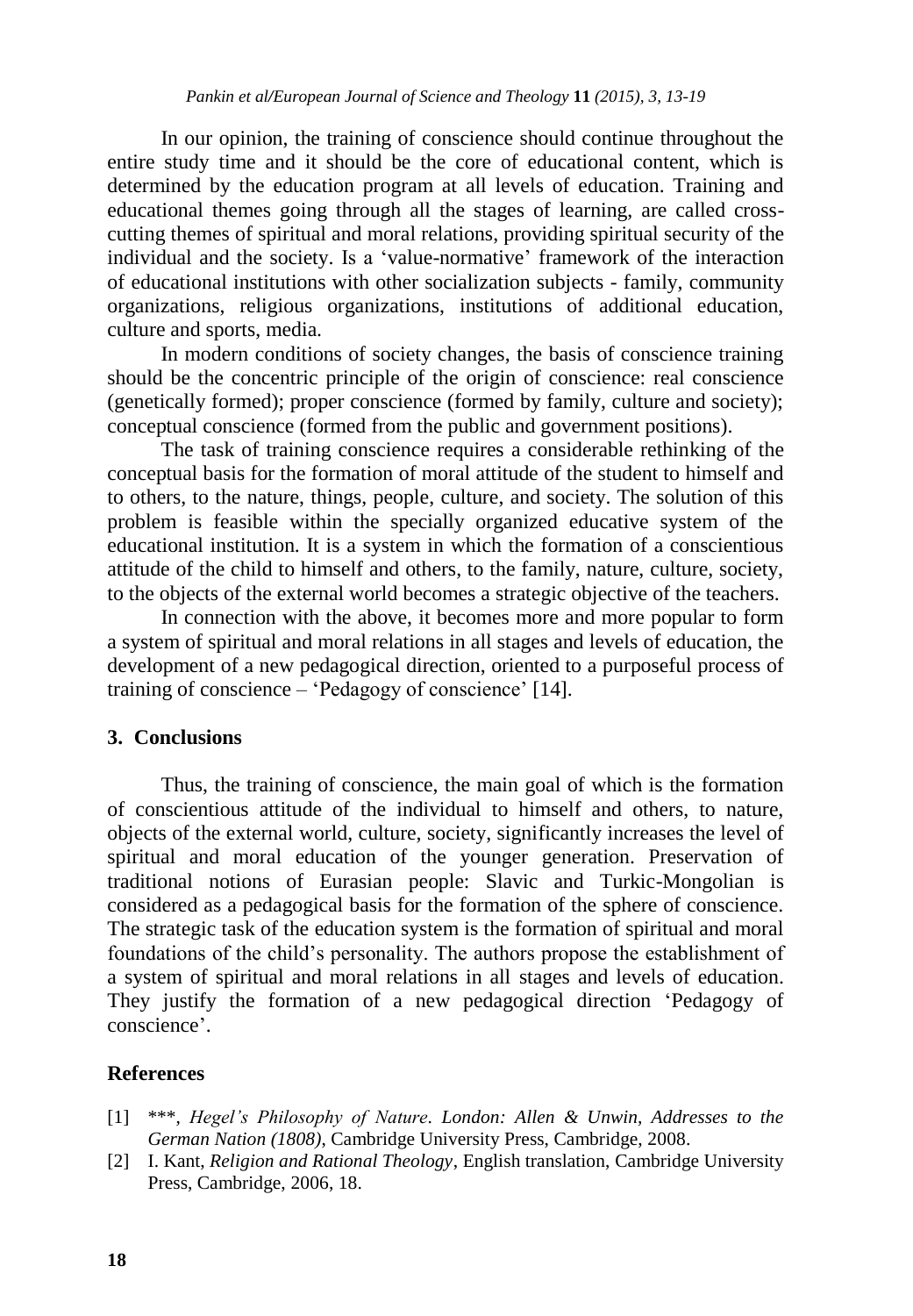In our opinion, the training of conscience should continue throughout the entire study time and it should be the core of educational content, which is determined by the education program at all levels of education. Training and educational themes going through all the stages of learning, are called cross-cutting themes of spiritual and moral relations, providing spiritual security of the individual and the society. Is a 'value-normative' framework of the interaction of educational institutions with other socialization subjects - family, community organizations, religious organizations, institutions of additional education, culture and sports, media.

In modern conditions of society changes, the basis of conscience training should be the concentric principle of the origin of conscience: real conscience (genetically formed); proper conscience (formed by family, culture and society); conceptual conscience (formed from the public and government positions).

The task of training conscience requires a considerable rethinking of the conceptual basis for the formation of moral attitude of the student to himself and to others, to the nature, things, people, culture, and society. The solution of this problem is feasible within the specially organized educative system of the educational institution. It is a system in which the formation of a conscientious attitude of the child to himself and others, to the family, nature, culture, society, to the objects of the external world becomes a strategic objective of the teachers.

In connection with the above, it becomes more and more popular to form a system of spiritual and moral relations in all stages and levels of education, the development of a new pedagogical direction, oriented to a purposeful process of training of conscience – 'Pedagogy of conscience' [14].

## 3. Conclusions

Thus, the training of conscience, the main goal of which is the formation of conscientious attitude of the individual to himself and others, to nature, objects of the external world, culture, society, significantly increases the level of spiritual and moral education of the younger generation. Preservation of traditional notions of Eurasian people: Slavic and Turkic-Mongolian is considered as a pedagogical basis for the formation of the sphere of conscience. The strategic task of the education system is the formation of spiritual and moral foundations of the child's personality. The authors propose the establishment of a system of spiritual and moral relations in all stages and levels of education. They justify the formation of a new pedagogical direction 'Pedagogy of conscience'.

## References

[1] ***, *Hegel's Philosophy of Nature*. *London: Allen & Unwin, Addresses to the German Nation (1808)*, Cambridge University Press, Cambridge, 2008.

[2] I. Kant, *Religion and Rational Theology*, English translation, Cambridge University Press, Cambridge, 2006, 18.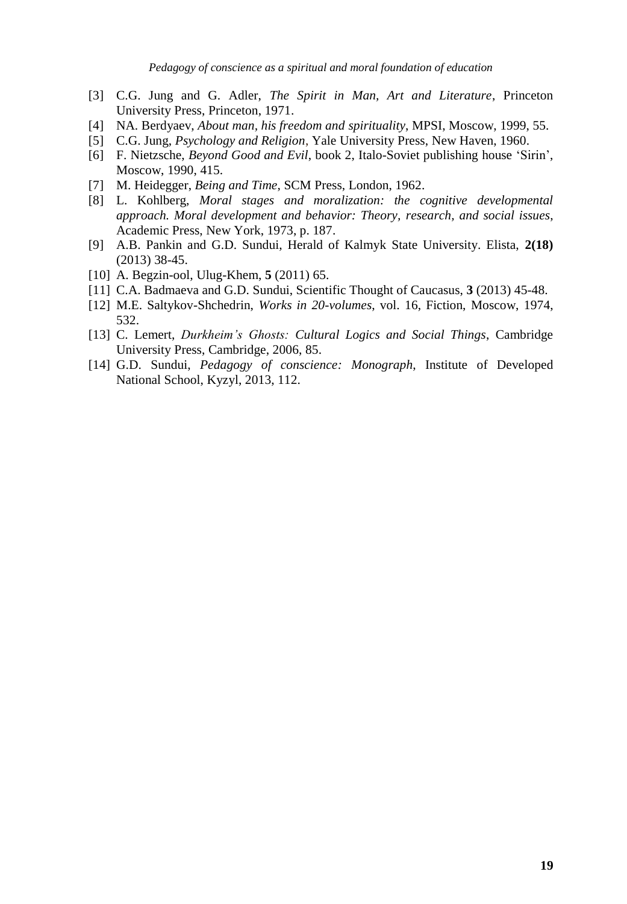[3] C.G. Jung and G. Adler, *The Spirit in Man, Art and Literature*, Princeton University Press, Princeton, 1971.

[4] NA. Berdyaev, *About man, his freedom and spirituality*, MPSI, Moscow, 1999, 55.

[5] C.G. Jung, *Psychology and Religion*, Yale University Press, New Haven, 1960.

[6] F. Nietzsche, *Beyond Good and Evil*, book 2, Italo-Soviet publishing house 'Sirin', Moscow, 1990, 415.

[7] M. Heidegger, *Being and Time*, SCM Press, London, 1962.

[8] L. Kohlberg, *Moral stages and moralization: the cognitive developmental approach. Moral development and behavior: Theory, research, and social issues*, Academic Press, New York, 1973, p. 187.

[9] A.B. Pankin and G.D. Sundui, Herald of Kalmyk State University. Elista, **2(18)** (2013) 38-45.

[10] A. Begzin-ool, Ulug-Khem, **5** (2011) 65.

[11] C.A. Badmaeva and G.D. Sundui, Scientific Thought of Caucasus, **3** (2013) 45-48.

[12] M.E. Saltykov-Shchedrin, *Works in 20-volumes*, vol. 16, Fiction, Moscow, 1974, 532.

[13] C. Lemert, *Durkheim's Ghosts: Cultural Logics and Social Things*, Cambridge University Press, Cambridge, 2006, 85.

[14] G.D. Sundui, *Pedagogy of conscience: Monograph*, Institute of Developed National School, Kyzyl, 2013, 112.